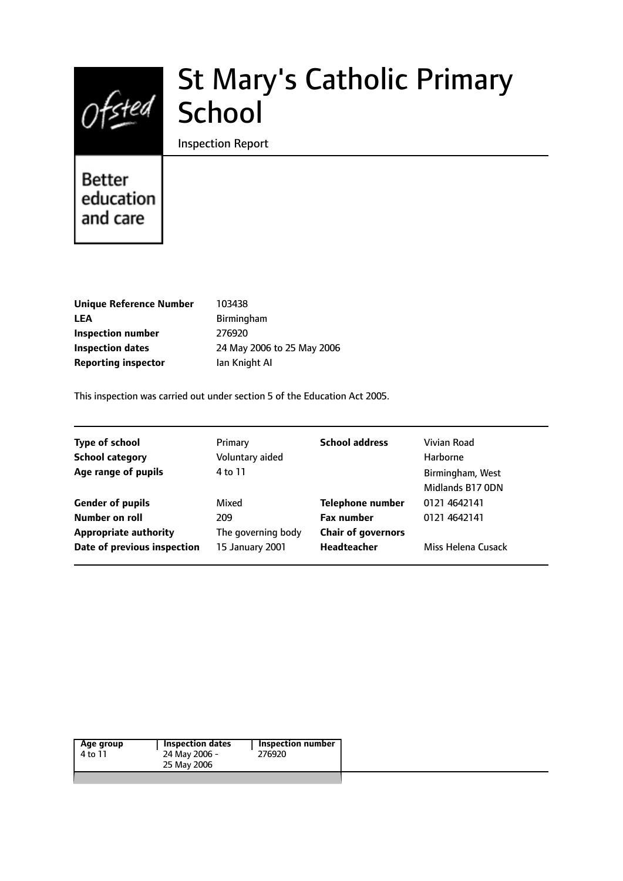# St Mary's Catholic Primary School

Inspection Report

Better education and care

| | |
|---|---|
| **Unique Reference Number** | 103438 |
| **LEA** | Birmingham |
| **Inspection number** | 276920 |
| **Inspection dates** | 24 May 2006 to 25 May 2006 |
| **Reporting inspector** | Ian Knight AI |

This inspection was carried out under section 5 of the Education Act 2005.

| | | | |
|---|---|---|---|
| **Type of school** | Primary | **School address** | Vivian Road |
| **School category** | Voluntary aided | | Harborne |
| **Age range of pupils** | 4 to 11 | | Birmingham, West Midlands B17 0DN |
| **Gender of pupils** | Mixed | **Telephone number** | 0121 4642141 |
| **Number on roll** | 209 | **Fax number** | 0121 4642141 |
| **Appropriate authority** | The governing body | **Chair of governors** | |
| **Date of previous inspection** | 15 January 2001 | **Headteacher** | Miss Helena Cusack |

| Age group | Inspection dates | Inspection number |
|---|---|---|
| 4 to 11 | 24 May 2006 - 25 May 2006 | 276920 |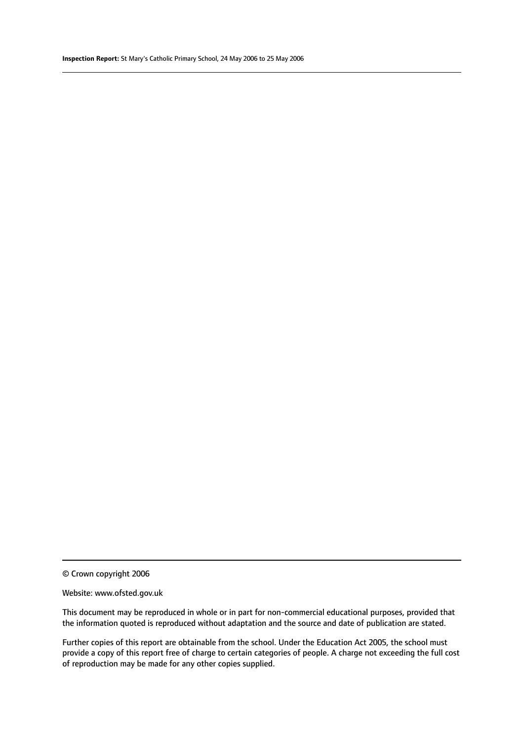© Crown copyright 2006

Website: www.ofsted.gov.uk

This document may be reproduced in whole or in part for non-commercial educational purposes, provided that the information quoted is reproduced without adaptation and the source and date of publication are stated.

Further copies of this report are obtainable from the school. Under the Education Act 2005, the school must provide a copy of this report free of charge to certain categories of people. A charge not exceeding the full cost of reproduction may be made for any other copies supplied.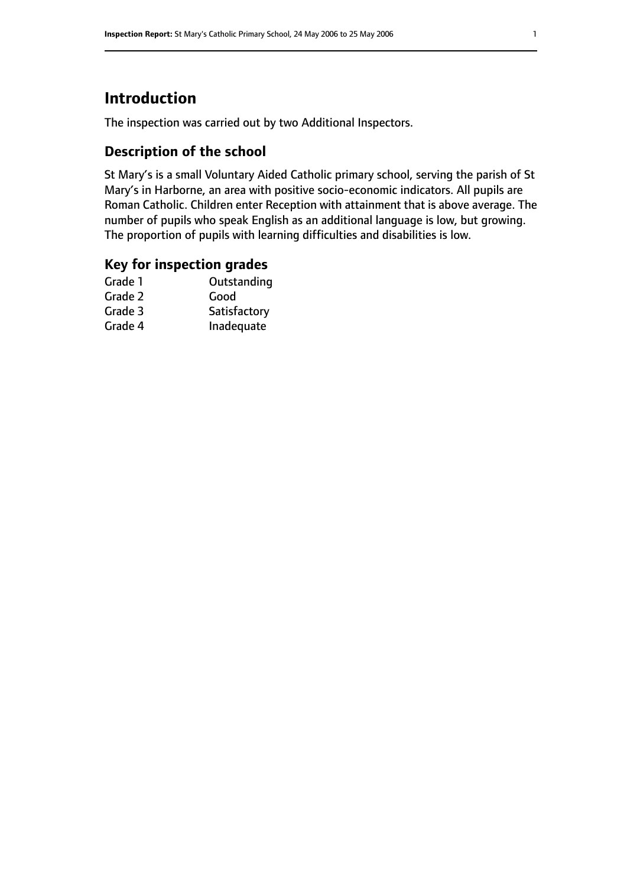# Introduction

The inspection was carried out by two Additional Inspectors.

## Description of the school

St Mary's is a small Voluntary Aided Catholic primary school, serving the parish of St Mary's in Harborne, an area with positive socio-economic indicators. All pupils are Roman Catholic. Children enter Reception with attainment that is above average. The number of pupils who speak English as an additional language is low, but growing. The proportion of pupils with learning difficulties and disabilities is low.

## Key for inspection grades

| | |
|---|---|
| Grade 1 | Outstanding |
| Grade 2 | Good |
| Grade 3 | Satisfactory |
| Grade 4 | Inadequate |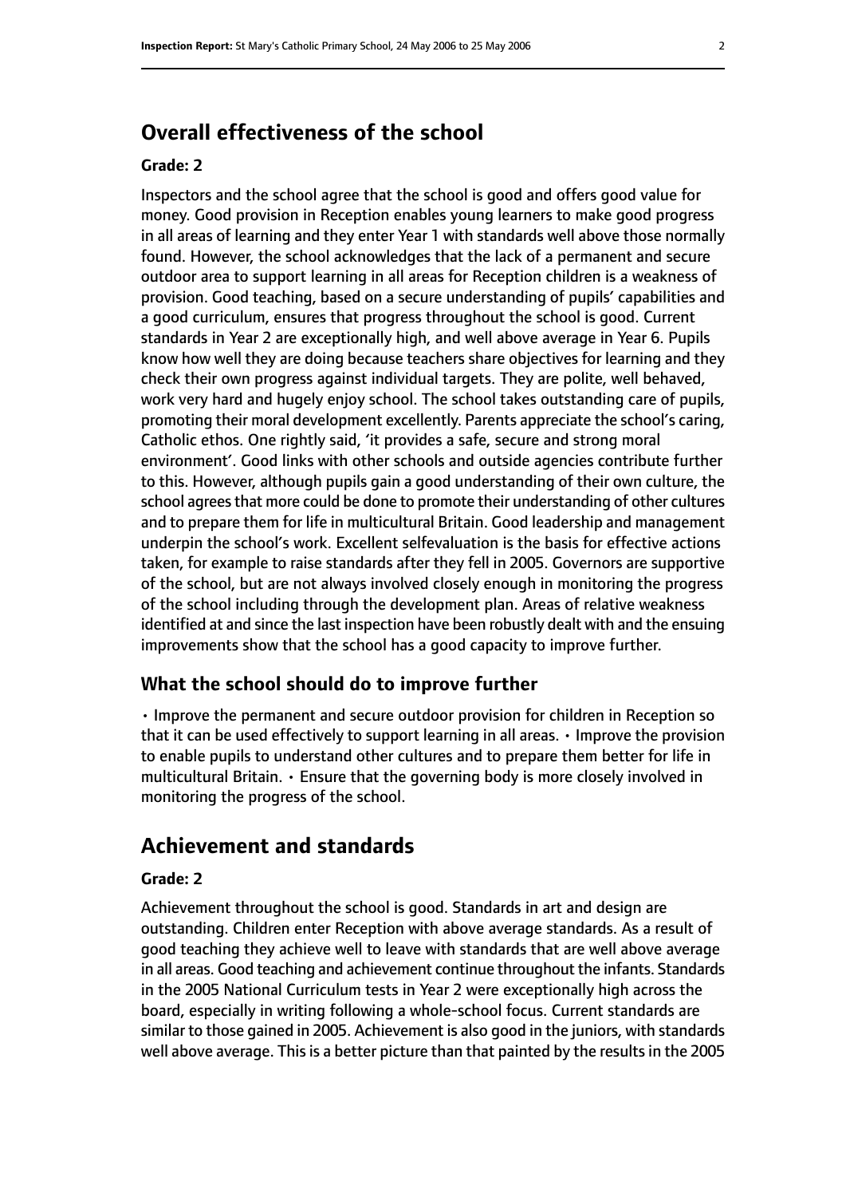## Overall effectiveness of the school

### Grade: 2

Inspectors and the school agree that the school is good and offers good value for money. Good provision in Reception enables young learners to make good progress in all areas of learning and they enter Year 1 with standards well above those normally found. However, the school acknowledges that the lack of a permanent and secure outdoor area to support learning in all areas for Reception children is a weakness of provision. Good teaching, based on a secure understanding of pupils' capabilities and a good curriculum, ensures that progress throughout the school is good. Current standards in Year 2 are exceptionally high, and well above average in Year 6. Pupils know how well they are doing because teachers share objectives for learning and they check their own progress against individual targets. They are polite, well behaved, work very hard and hugely enjoy school. The school takes outstanding care of pupils, promoting their moral development excellently. Parents appreciate the school's caring, Catholic ethos. One rightly said, 'it provides a safe, secure and strong moral environment'. Good links with other schools and outside agencies contribute further to this. However, although pupils gain a good understanding of their own culture, the school agrees that more could be done to promote their understanding of other cultures and to prepare them for life in multicultural Britain. Good leadership and management underpin the school's work. Excellent selfevaluation is the basis for effective actions taken, for example to raise standards after they fell in 2005. Governors are supportive of the school, but are not always involved closely enough in monitoring the progress of the school including through the development plan. Areas of relative weakness identified at and since the last inspection have been robustly dealt with and the ensuing improvements show that the school has a good capacity to improve further.

### What the school should do to improve further

- Improve the permanent and secure outdoor provision for children in Reception so that it can be used effectively to support learning in all areas.
- Improve the provision to enable pupils to understand other cultures and to prepare them better for life in multicultural Britain.
- Ensure that the governing body is more closely involved in monitoring the progress of the school.

## Achievement and standards

### Grade: 2

Achievement throughout the school is good. Standards in art and design are outstanding. Children enter Reception with above average standards. As a result of good teaching they achieve well to leave with standards that are well above average in all areas. Good teaching and achievement continue throughout the infants. Standards in the 2005 National Curriculum tests in Year 2 were exceptionally high across the board, especially in writing following a whole-school focus. Current standards are similar to those gained in 2005. Achievement is also good in the juniors, with standards well above average. This is a better picture than that painted by the results in the 2005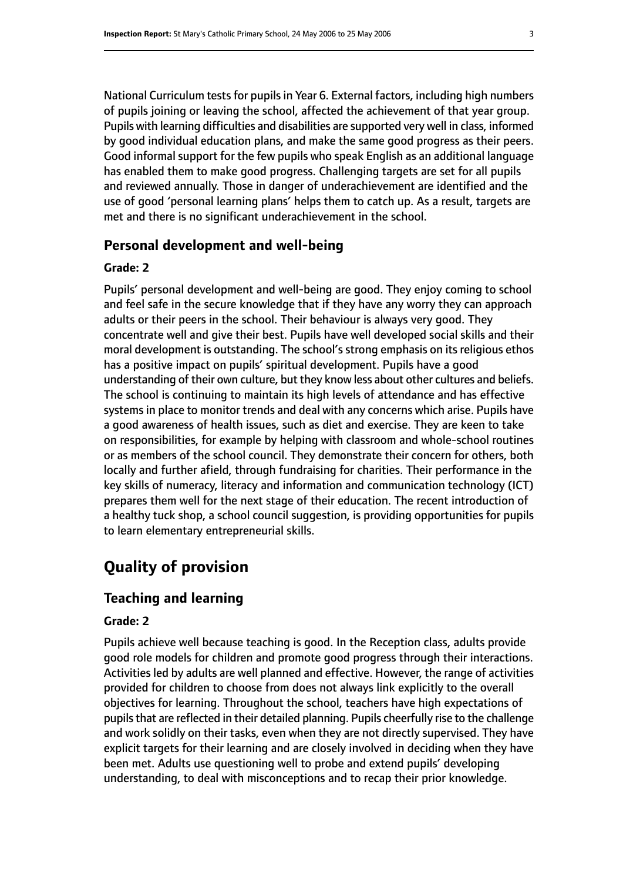National Curriculum tests for pupils in Year 6. External factors, including high numbers of pupils joining or leaving the school, affected the achievement of that year group. Pupils with learning difficulties and disabilities are supported very well in class, informed by good individual education plans, and make the same good progress as their peers. Good informal support for the few pupils who speak English as an additional language has enabled them to make good progress. Challenging targets are set for all pupils and reviewed annually. Those in danger of underachievement are identified and the use of good 'personal learning plans' helps them to catch up. As a result, targets are met and there is no significant underachievement in the school.

### Personal development and well-being

#### Grade: 2

Pupils' personal development and well-being are good. They enjoy coming to school and feel safe in the secure knowledge that if they have any worry they can approach adults or their peers in the school. Their behaviour is always very good. They concentrate well and give their best. Pupils have well developed social skills and their moral development is outstanding. The school's strong emphasis on its religious ethos has a positive impact on pupils' spiritual development. Pupils have a good understanding of their own culture, but they know less about other cultures and beliefs. The school is continuing to maintain its high levels of attendance and has effective systems in place to monitor trends and deal with any concerns which arise. Pupils have a good awareness of health issues, such as diet and exercise. They are keen to take on responsibilities, for example by helping with classroom and whole-school routines or as members of the school council. They demonstrate their concern for others, both locally and further afield, through fundraising for charities. Their performance in the key skills of numeracy, literacy and information and communication technology (ICT) prepares them well for the next stage of their education. The recent introduction of a healthy tuck shop, a school council suggestion, is providing opportunities for pupils to learn elementary entrepreneurial skills.

## Quality of provision

### Teaching and learning

#### Grade: 2

Pupils achieve well because teaching is good. In the Reception class, adults provide good role models for children and promote good progress through their interactions. Activities led by adults are well planned and effective. However, the range of activities provided for children to choose from does not always link explicitly to the overall objectives for learning. Throughout the school, teachers have high expectations of pupils that are reflected in their detailed planning. Pupils cheerfully rise to the challenge and work solidly on their tasks, even when they are not directly supervised. They have explicit targets for their learning and are closely involved in deciding when they have been met. Adults use questioning well to probe and extend pupils' developing understanding, to deal with misconceptions and to recap their prior knowledge.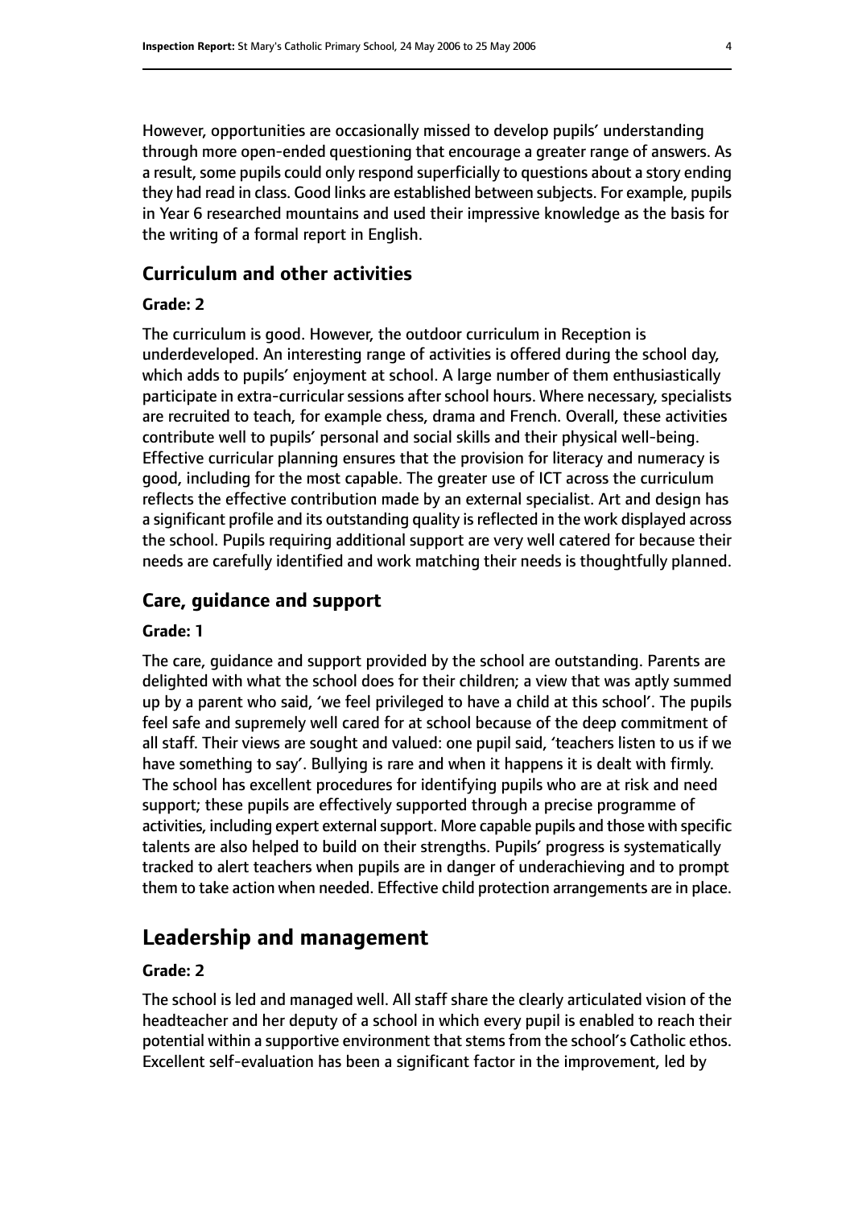However, opportunities are occasionally missed to develop pupils' understanding through more open-ended questioning that encourage a greater range of answers. As a result, some pupils could only respond superficially to questions about a story ending they had read in class. Good links are established between subjects. For example, pupils in Year 6 researched mountains and used their impressive knowledge as the basis for the writing of a formal report in English.

### Curriculum and other activities

#### Grade: 2

The curriculum is good. However, the outdoor curriculum in Reception is underdeveloped. An interesting range of activities is offered during the school day, which adds to pupils' enjoyment at school. A large number of them enthusiastically participate in extra-curricular sessions after school hours. Where necessary, specialists are recruited to teach, for example chess, drama and French. Overall, these activities contribute well to pupils' personal and social skills and their physical well-being. Effective curricular planning ensures that the provision for literacy and numeracy is good, including for the most capable. The greater use of ICT across the curriculum reflects the effective contribution made by an external specialist. Art and design has a significant profile and its outstanding quality is reflected in the work displayed across the school. Pupils requiring additional support are very well catered for because their needs are carefully identified and work matching their needs is thoughtfully planned.

### Care, guidance and support

#### Grade: 1

The care, guidance and support provided by the school are outstanding. Parents are delighted with what the school does for their children; a view that was aptly summed up by a parent who said, 'we feel privileged to have a child at this school'. The pupils feel safe and supremely well cared for at school because of the deep commitment of all staff. Their views are sought and valued: one pupil said, 'teachers listen to us if we have something to say'. Bullying is rare and when it happens it is dealt with firmly. The school has excellent procedures for identifying pupils who are at risk and need support; these pupils are effectively supported through a precise programme of activities, including expert external support. More capable pupils and those with specific talents are also helped to build on their strengths. Pupils' progress is systematically tracked to alert teachers when pupils are in danger of underachieving and to prompt them to take action when needed. Effective child protection arrangements are in place.

## Leadership and management

#### Grade: 2

The school is led and managed well. All staff share the clearly articulated vision of the headteacher and her deputy of a school in which every pupil is enabled to reach their potential within a supportive environment that stems from the school's Catholic ethos. Excellent self-evaluation has been a significant factor in the improvement, led by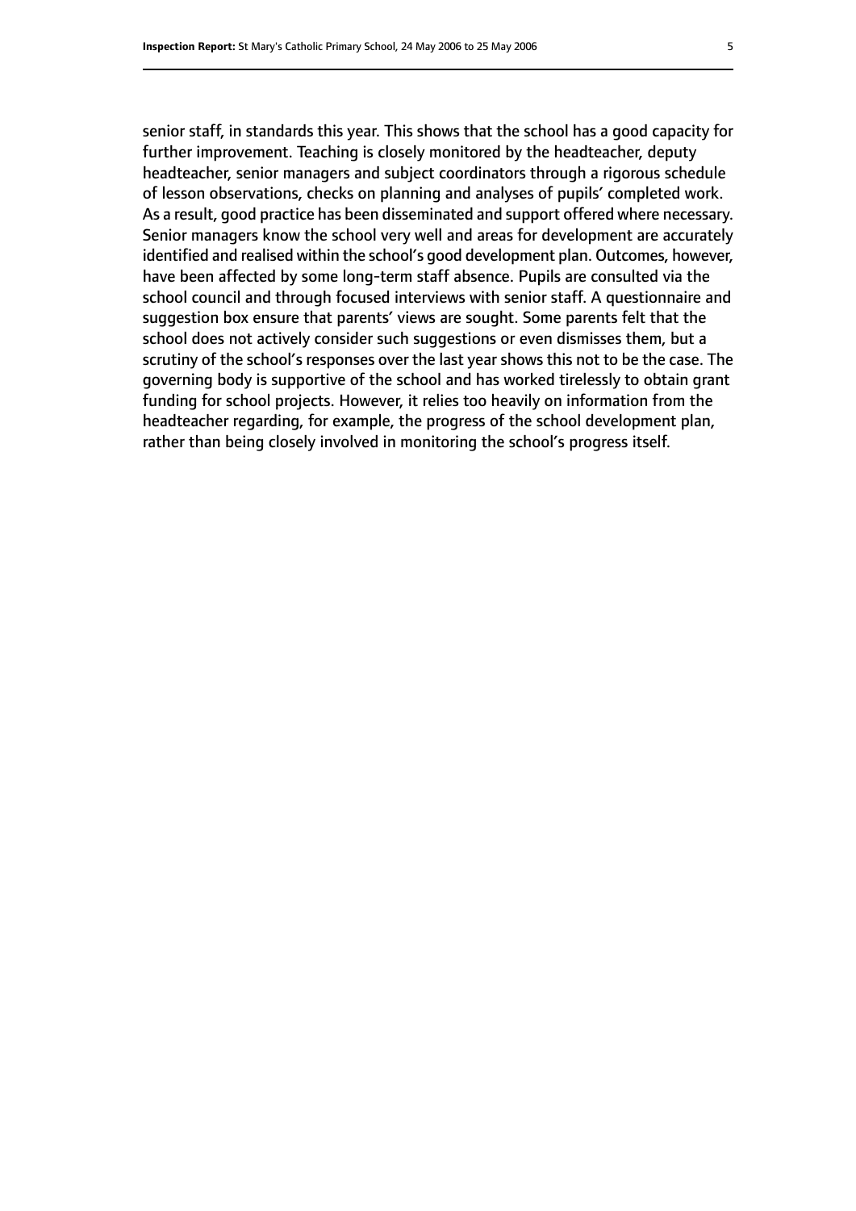senior staff, in standards this year. This shows that the school has a good capacity for further improvement. Teaching is closely monitored by the headteacher, deputy headteacher, senior managers and subject coordinators through a rigorous schedule of lesson observations, checks on planning and analyses of pupils' completed work. As a result, good practice has been disseminated and support offered where necessary. Senior managers know the school very well and areas for development are accurately identified and realised within the school's good development plan. Outcomes, however, have been affected by some long-term staff absence. Pupils are consulted via the school council and through focused interviews with senior staff. A questionnaire and suggestion box ensure that parents' views are sought. Some parents felt that the school does not actively consider such suggestions or even dismisses them, but a scrutiny of the school's responses over the last year shows this not to be the case. The governing body is supportive of the school and has worked tirelessly to obtain grant funding for school projects. However, it relies too heavily on information from the headteacher regarding, for example, the progress of the school development plan, rather than being closely involved in monitoring the school's progress itself.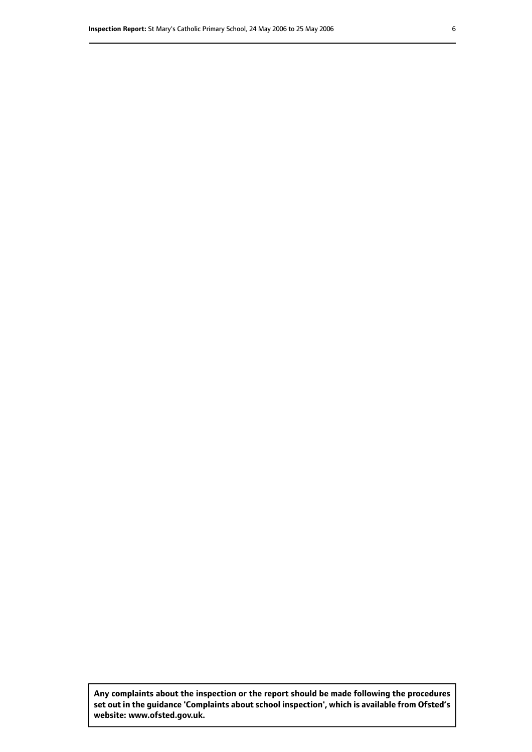**Any complaints about the inspection or the report should be made following the procedures set out in the guidance 'Complaints about school inspection', which is available from Ofsted's website: www.ofsted.gov.uk.**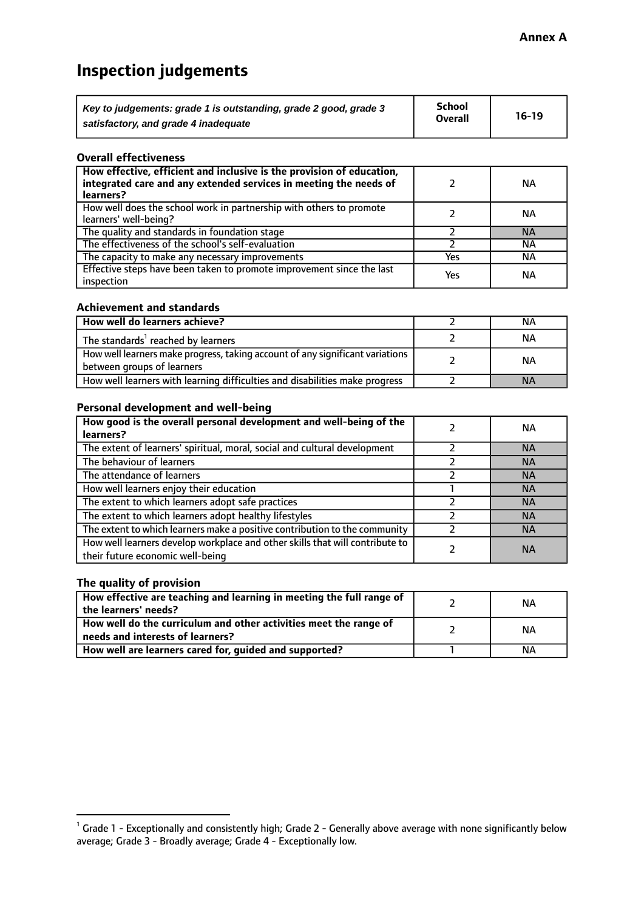**Annex A**

# Inspection judgements

| *Key to judgements: grade 1 is outstanding, grade 2 good, grade 3 satisfactory, and grade 4 inadequate* | School Overall | 16-19 |
|---|---|---|

### Overall effectiveness

| | | |
|---|---|---|
| **How effective, efficient and inclusive is the provision of education, integrated care and any extended services in meeting the needs of learners?** | 2 | NA |
| How well does the school work in partnership with others to promote learners' well-being? | 2 | NA |
| The quality and standards in foundation stage | 2 | NA |
| The effectiveness of the school's self-evaluation | 2 | NA |
| The capacity to make any necessary improvements | Yes | NA |
| Effective steps have been taken to promote improvement since the last inspection | Yes | NA |

### Achievement and standards

| | | |
|---|---|---|
| **How well do learners achieve?** | 2 | NA |
| The standards[1] reached by learners | 2 | NA |
| How well learners make progress, taking account of any significant variations between groups of learners | 2 | NA |
| How well learners with learning difficulties and disabilities make progress | 2 | NA |

### Personal development and well-being

| | | |
|---|---|---|
| **How good is the overall personal development and well-being of the learners?** | 2 | NA |
| The extent of learners' spiritual, moral, social and cultural development | 2 | NA |
| The behaviour of learners | 2 | NA |
| The attendance of learners | 2 | NA |
| How well learners enjoy their education | 1 | NA |
| The extent to which learners adopt safe practices | 2 | NA |
| The extent to which learners adopt healthy lifestyles | 2 | NA |
| The extent to which learners make a positive contribution to the community | 2 | NA |
| How well learners develop workplace and other skills that will contribute to their future economic well-being | 2 | NA |

### The quality of provision

| | | |
|---|---|---|
| **How effective are teaching and learning in meeting the full range of the learners' needs?** | 2 | NA |
| **How well do the curriculum and other activities meet the range of needs and interests of learners?** | 2 | NA |
| **How well are learners cared for, guided and supported?** | 1 | NA |

[1] Grade 1 - Exceptionally and consistently high; Grade 2 - Generally above average with none significantly below average; Grade 3 - Broadly average; Grade 4 - Exceptionally low.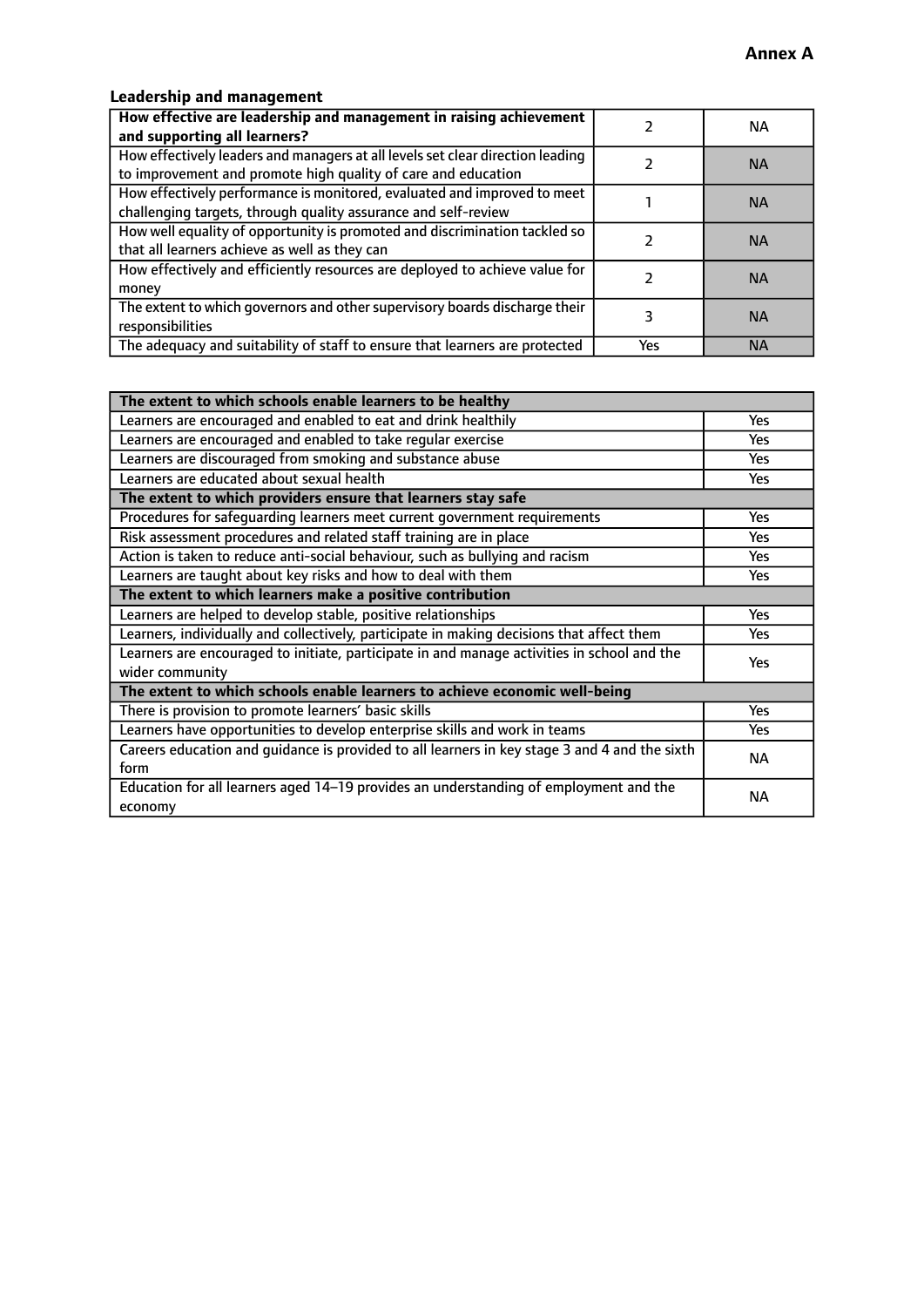**Annex A**

### Leadership and management

| How effective are leadership and management in raising achievement and supporting all learners? | 2 | NA |
|---|---|---|
| How effectively leaders and managers at all levels set clear direction leading to improvement and promote high quality of care and education | 2 | NA |
| How effectively performance is monitored, evaluated and improved to meet challenging targets, through quality assurance and self-review | 1 | NA |
| How well equality of opportunity is promoted and discrimination tackled so that all learners achieve as well as they can | 2 | NA |
| How effectively and efficiently resources are deployed to achieve value for money | 2 | NA |
| The extent to which governors and other supervisory boards discharge their responsibilities | 3 | NA |
| The adequacy and suitability of staff to ensure that learners are protected | Yes | NA |

| **The extent to which schools enable learners to be healthy** | |
|---|---|
| Learners are encouraged and enabled to eat and drink healthily | Yes |
| Learners are encouraged and enabled to take regular exercise | Yes |
| Learners are discouraged from smoking and substance abuse | Yes |
| Learners are educated about sexual health | Yes |
| **The extent to which providers ensure that learners stay safe** | |
| Procedures for safeguarding learners meet current government requirements | Yes |
| Risk assessment procedures and related staff training are in place | Yes |
| Action is taken to reduce anti-social behaviour, such as bullying and racism | Yes |
| Learners are taught about key risks and how to deal with them | Yes |
| **The extent to which learners make a positive contribution** | |
| Learners are helped to develop stable, positive relationships | Yes |
| Learners, individually and collectively, participate in making decisions that affect them | Yes |
| Learners are encouraged to initiate, participate in and manage activities in school and the wider community | Yes |
| **The extent to which schools enable learners to achieve economic well-being** | |
| There is provision to promote learners' basic skills | Yes |
| Learners have opportunities to develop enterprise skills and work in teams | Yes |
| Careers education and guidance is provided to all learners in key stage 3 and 4 and the sixth form | NA |
| Education for all learners aged 14–19 provides an understanding of employment and the economy | NA |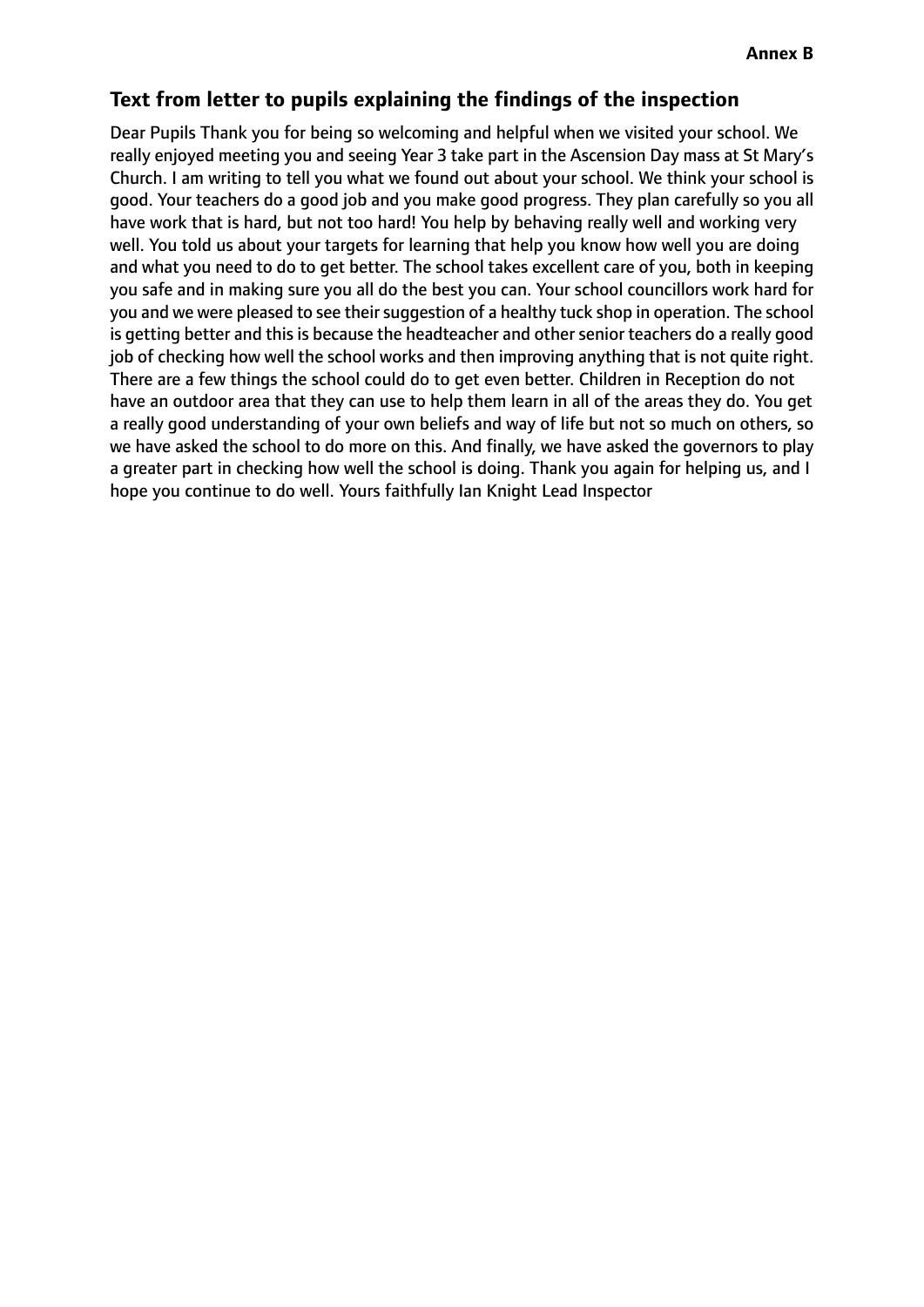**Annex B**

## Text from letter to pupils explaining the findings of the inspection

Dear Pupils Thank you for being so welcoming and helpful when we visited your school. We really enjoyed meeting you and seeing Year 3 take part in the Ascension Day mass at St Mary's Church. I am writing to tell you what we found out about your school. We think your school is good. Your teachers do a good job and you make good progress. They plan carefully so you all have work that is hard, but not too hard! You help by behaving really well and working very well. You told us about your targets for learning that help you know how well you are doing and what you need to do to get better. The school takes excellent care of you, both in keeping you safe and in making sure you all do the best you can. Your school councillors work hard for you and we were pleased to see their suggestion of a healthy tuck shop in operation. The school is getting better and this is because the headteacher and other senior teachers do a really good job of checking how well the school works and then improving anything that is not quite right. There are a few things the school could do to get even better. Children in Reception do not have an outdoor area that they can use to help them learn in all of the areas they do. You get a really good understanding of your own beliefs and way of life but not so much on others, so we have asked the school to do more on this. And finally, we have asked the governors to play a greater part in checking how well the school is doing. Thank you again for helping us, and I hope you continue to do well. Yours faithfully Ian Knight Lead Inspector